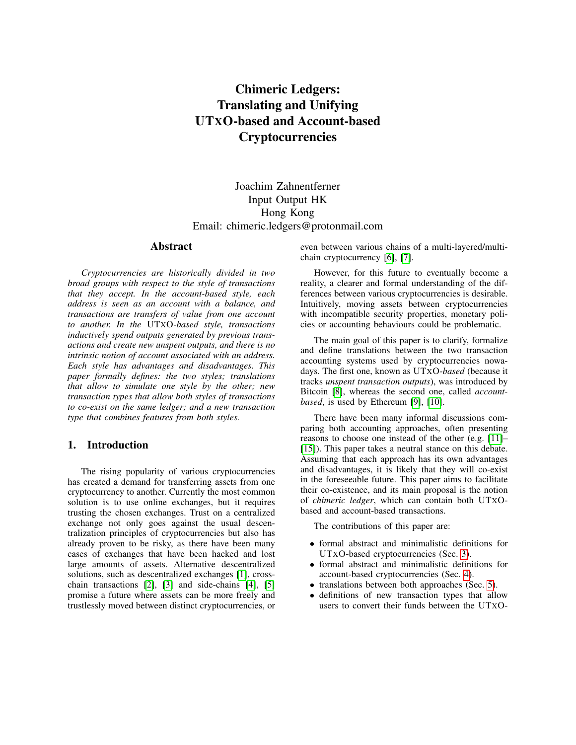# Chimeric Ledgers: Translating and Unifying UTXO-based and Account-based Cryptocurrencies

Joachim Zahnentferner
Input Output HK
Hong Kong
Email: chimeric.ledgers@protonmail.com

## Abstract

*Cryptocurrencies are historically divided in two broad groups with respect to the style of transactions that they accept. In the account-based style, each address is seen as an account with a balance, and transactions are transfers of value from one account to another. In the* UTXO*-based style, transactions inductively spend outputs generated by previous transactions and create new unspent outputs, and there is no intrinsic notion of account associated with an address. Each style has advantages and disadvantages. This paper formally defines: the two styles; translations that allow to simulate one style by the other; new transaction types that allow both styles of transactions to co-exist on the same ledger; and a new transaction type that combines features from both styles.*

## 1. Introduction

The rising popularity of various cryptocurrencies has created a demand for transferring assets from one cryptocurrency to another. Currently the most common solution is to use online exchanges, but it requires trusting the chosen exchanges. Trust on a centralized exchange not only goes against the usual descentralization principles of cryptocurrencies but also has already proven to be risky, as there have been many cases of exchanges that have been hacked and lost large amounts of assets. Alternative descentralized solutions, such as descentralized exchanges [1], cross-chain transactions [2], [3] and side-chains [4], [5] promise a future where assets can be more freely and trustlessly moved between distinct cryptocurrencies, or even between various chains of a multi-layered/multi-chain cryptocurrency [6], [7].

However, for this future to eventually become a reality, a clearer and formal understanding of the differences between various cryptocurrencies is desirable. Intuitively, moving assets between cryptocurrencies with incompatible security properties, monetary policies or accounting behaviours could be problematic.

The main goal of this paper is to clarify, formalize and define translations between the two transaction accounting systems used by cryptocurrencies nowadays. The first one, known as UTXO-*based* (because it tracks *unspent transaction outputs*), was introduced by Bitcoin [8], whereas the second one, called *account-based*, is used by Ethereum [9], [10].

There have been many informal discussions comparing both accounting approaches, often presenting reasons to choose one instead of the other (e.g. [11]–[15]). This paper takes a neutral stance on this debate. Assuming that each approach has its own advantages and disadvantages, it is likely that they will co-exist in the foreseeable future. This paper aims to facilitate their co-existence, and its main proposal is the notion of *chimeric ledger*, which can contain both UTXO-based and account-based transactions.

The contributions of this paper are:

- formal abstract and minimalistic definitions for UTXO-based cryptocurrencies (Sec. 3).
- formal abstract and minimalistic definitions for account-based cryptocurrencies (Sec. 4).
- translations between both approaches (Sec. 5).
- definitions of new transaction types that allow users to convert their funds between the UTXO-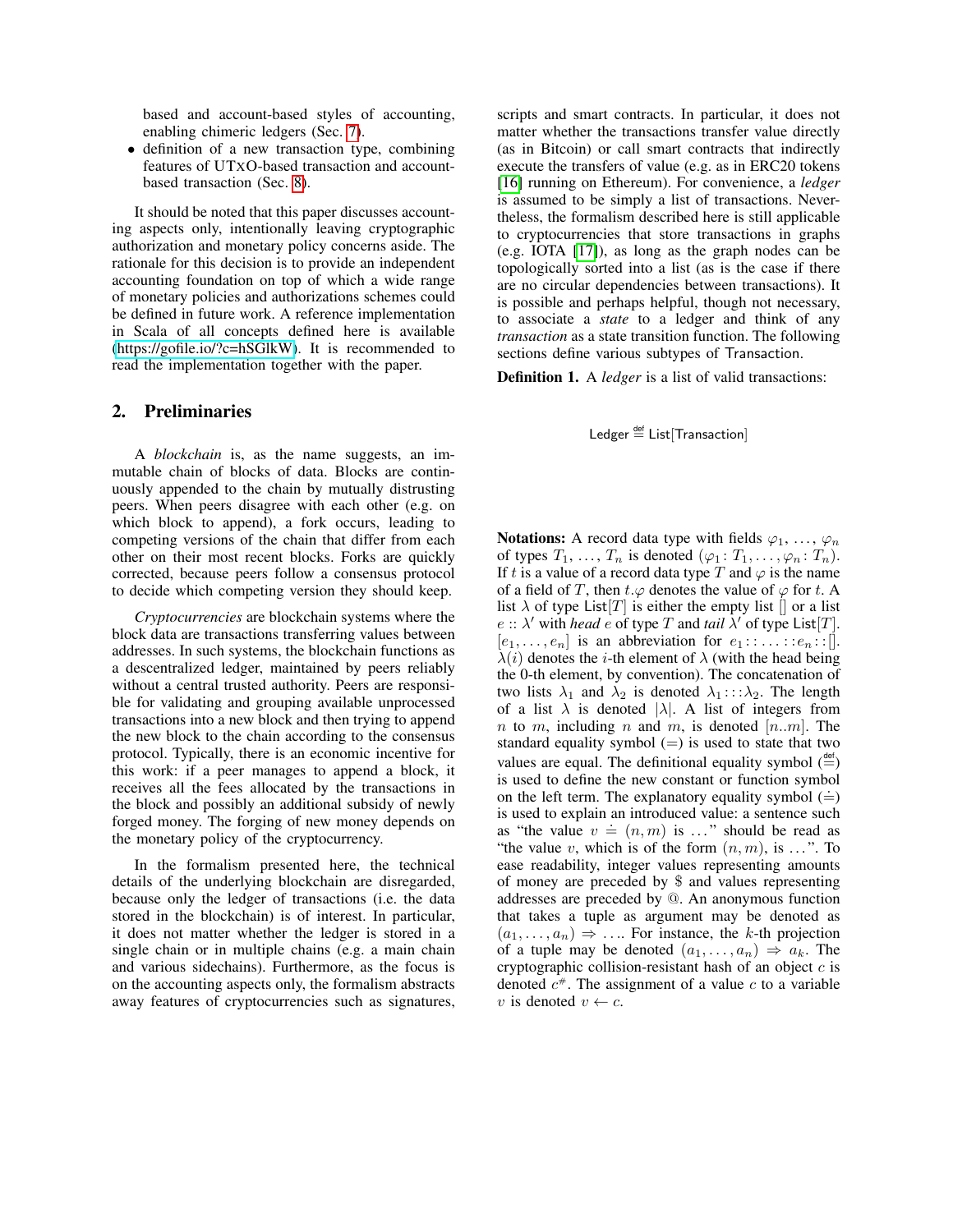based and account-based styles of accounting, enabling chimeric ledgers (Sec. 7).

- definition of a new transaction type, combining features of UTxO-based transaction and account-based transaction (Sec. 8).

It should be noted that this paper discusses accounting aspects only, intentionally leaving cryptographic authorization and monetary policy concerns aside. The rationale for this decision is to provide an independent accounting foundation on top of which a wide range of monetary policies and authorizations schemes could be defined in future work. A reference implementation in Scala of all concepts defined here is available (https://gofile.io/?c=hSGlkW). It is recommended to read the implementation together with the paper.

## 2. Preliminaries

A *blockchain* is, as the name suggests, an immutable chain of blocks of data. Blocks are continuously appended to the chain by mutually distrusting peers. When peers disagree with each other (e.g. on which block to append), a fork occurs, leading to competing versions of the chain that differ from each other on their most recent blocks. Forks are quickly corrected, because peers follow a consensus protocol to decide which competing version they should keep.

*Cryptocurrencies* are blockchain systems where the block data are transactions transferring values between addresses. In such systems, the blockchain functions as a descentralized ledger, maintained by peers reliably without a central trusted authority. Peers are responsible for validating and grouping available unprocessed transactions into a new block and then trying to append the new block to the chain according to the consensus protocol. Typically, there is an economic incentive for this work: if a peer manages to append a block, it receives all the fees allocated by the transactions in the block and possibly an additional subsidy of newly forged money. The forging of new money depends on the monetary policy of the cryptocurrency.

In the formalism presented here, the technical details of the underlying blockchain are disregarded, because only the ledger of transactions (i.e. the data stored in the blockchain) is of interest. In particular, it does not matter whether the ledger is stored in a single chain or in multiple chains (e.g. a main chain and various sidechains). Furthermore, as the focus is on the accounting aspects only, the formalism abstracts away features of cryptocurrencies such as signatures, scripts and smart contracts. In particular, it does not matter whether the transactions transfer value directly (as in Bitcoin) or call smart contracts that indirectly execute the transfers of value (e.g. as in ERC20 tokens [16] running on Ethereum). For convenience, a *ledger* is assumed to be simply a list of transactions. Nevertheless, the formalism described here is still applicable to cryptocurrencies that store transactions in graphs (e.g. IOTA [17]), as long as the graph nodes can be topologically sorted into a list (as is the case if there are no circular dependencies between transactions). It is possible and perhaps helpful, though not necessary, to associate a *state* to a ledger and think of any *transaction* as a state transition function. The following sections define various subtypes of $\mathsf{Transaction}$.

**Definition 1.** A *ledger* is a list of valid transactions:

$$\mathsf{Ledger} \stackrel{\text{def}}{=} \mathsf{List}[\mathsf{Transaction}]$$

**Notations:** A record data type with fields $\varphi_1, \ldots, \varphi_n$ of types $T_1, \ldots, T_n$ is denoted $(\varphi_1 : T_1, \ldots, \varphi_n : T_n)$. If $t$ is a value of a record data type $T$ and $\varphi$ is the name of a field of $T$, then $t.\varphi$ denotes the value of $\varphi$ for $t$. A list $\lambda$ of type $\mathsf{List}[T]$ is either the empty list $[]$ or a list $e :: \lambda'$ with *head* $e$ of type $T$ and *tail* $\lambda'$ of type $\mathsf{List}[T]$. $[e_1, \ldots, e_n]$ is an abbreviation for $e_1 :: \ldots :: e_n :: []$. $\lambda(i)$ denotes the $i$-th element of $\lambda$ (with the head being the 0-th element, by convention). The concatenation of two lists $\lambda_1$ and $\lambda_2$ is denoted $\lambda_1 ::: \lambda_2$. The length of a list $\lambda$ is denoted $|\lambda|$. A list of integers from $n$ to $m$, including $n$ and $m$, is denoted $[n..m]$. The standard equality symbol ($=$) is used to state that two values are equal. The definitional equality symbol ($\stackrel{\text{def}}{=}$) is used to define the new constant or function symbol on the left term. The explanatory equality symbol ($\doteq$) is used to explain an introduced value: a sentence such as "the value $v \doteq (n, m)$ is ..." should be read as "the value $v$, which is of the form $(n, m)$, is ...". To ease readability, integer values representing amounts of money are preceded by \$ and values representing addresses are preceded by @. An anonymous function that takes a tuple as argument may be denoted as $(a_1, \ldots, a_n) \Rightarrow \ldots$. For instance, the $k$-th projection of a tuple may be denoted $(a_1, \ldots, a_n) \Rightarrow a_k$. The cryptographic collision-resistant hash of an object $c$ is denoted $c^{\#}$. The assignment of a value $c$ to a variable $v$ is denoted $v \leftarrow c$.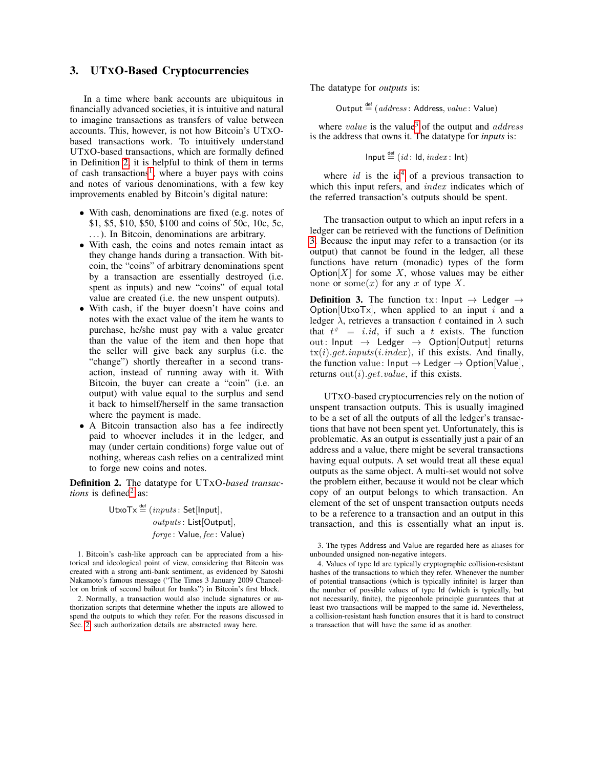## 3. UTXO-Based Cryptocurrencies

In a time where bank accounts are ubiquitous in financially advanced societies, it is intuitive and natural to imagine transactions as transfers of value between accounts. This, however, is not how Bitcoin's UTXO-based transactions work. To intuitively understand UTXO-based transactions, which are formally defined in Definition 2, it is helpful to think of them in terms of cash transactions[1], where a buyer pays with coins and notes of various denominations, with a few key improvements enabled by Bitcoin's digital nature:

- With cash, denominations are fixed (e.g. notes of \$1, \$5, \$10, \$50, \$100 and coins of 50c, 10c, 5c, ...). In Bitcoin, denominations are arbitrary.
- With cash, the coins and notes remain intact as they change hands during a transaction. With bitcoin, the "coins" of arbitrary denominations spent by a transaction are essentially destroyed (i.e. spent as inputs) and new "coins" of equal total value are created (i.e. the new unspent outputs).
- With cash, if the buyer doesn't have coins and notes with the exact value of the item he wants to purchase, he/she must pay with a value greater than the value of the item and then hope that the seller will give back any surplus (i.e. the "change") shortly thereafter in a second transaction, instead of running away with it. With Bitcoin, the buyer can create a "coin" (i.e. an output) with value equal to the surplus and send it back to himself/herself in the same transaction where the payment is made.
- A Bitcoin transaction also has a fee indirectly paid to whoever includes it in the ledger, and may (under certain conditions) forge value out of nothing, whereas cash relies on a centralized mint to forge new coins and notes.

**Definition 2.** The datatype for UTXO*-based transactions* is defined[2] as:

$$\mathsf{UtxoTx} \stackrel{\text{def}}{=} (inputs\colon \mathsf{Set}[\mathsf{Input}],\; outputs\colon \mathsf{List}[\mathsf{Output}],\; forge\colon \mathsf{Value}, fee\colon \mathsf{Value})$$

The datatype for *outputs* is:

$$\mathsf{Output} \stackrel{\text{def}}{=} (address\colon \mathsf{Address}, value\colon \mathsf{Value})$$

where $value$ is the value[3] of the output and $address$ is the address that owns it. The datatype for *inputs* is:

$$\mathsf{Input} \stackrel{\text{def}}{=} (id\colon \mathsf{Id}, index\colon \mathsf{Int})$$

where $id$ is the id[4] of a previous transaction to which this input refers, and $index$ indicates which of the referred transaction's outputs should be spent.

The transaction output to which an input refers in a ledger can be retrieved with the functions of Definition 3. Because the input may refer to a transaction (or its output) that cannot be found in the ledger, all these functions have return (monadic) types of the form $\mathsf{Option}[X]$ for some $X$, whose values may be either $\mathrm{none}$ or $\mathrm{some}(x)$ for any $x$ of type $X$.

**Definition 3.** The function $\mathrm{tx}\colon \mathsf{Input} \rightarrow \mathsf{Ledger} \rightarrow \mathsf{Option}[\mathsf{UtxoTx}]$, when applied to an input $i$ and a ledger $\lambda$, retrieves a transaction $t$ contained in $\lambda$ such that $t^{\#} = i.id$, if such a $t$ exists. The function $\mathrm{out}\colon \mathsf{Input} \rightarrow \mathsf{Ledger} \rightarrow \mathsf{Option}[\mathsf{Output}]$ returns $\mathrm{tx}(i).get.inputs(i.index)$, if this exists. And finally, the function $\mathrm{value}\colon \mathsf{Input} \rightarrow \mathsf{Ledger} \rightarrow \mathsf{Option}[\mathsf{Value}]$, returns $\mathrm{out}(i).get.value$, if this exists.

UTXO-based cryptocurrencies rely on the notion of unspent transaction outputs. This is usually imagined to be a set of all the outputs of all the ledger's transactions that have not been spent yet. Unfortunately, this is problematic. As an output is essentially just a pair of an address and a value, there might be several transactions having equal outputs. A set would treat all these equal outputs as the same object. A multi-set would not solve the problem either, because it would not be clear which copy of an output belongs to which transaction. An element of the set of unspent transaction outputs needs to be a reference to a transaction and an output in this transaction, and this is essentially what an input is.

1. Bitcoin's cash-like approach can be appreciated from a historical and ideological point of view, considering that Bitcoin was created with a strong anti-bank sentiment, as evidenced by Satoshi Nakamoto's famous message ("The Times 3 January 2009 Chancellor on brink of second bailout for banks") in Bitcoin's first block.

2. Normally, a transaction would also include signatures or authorization scripts that determine whether the inputs are allowed to spend the outputs to which they refer. For the reasons discussed in Sec. 2, such authorization details are abstracted away here.

3. The types Address and Value are regarded here as aliases for unbounded unsigned non-negative integers.

4. Values of type Id are typically cryptographic collision-resistant hashes of the transactions to which they refer. Whenever the number of potential transactions (which is typically infinite) is larger than the number of possible values of type Id (which is typically, but not necessarily, finite), the pigeonhole principle guarantees that at least two transactions will be mapped to the same id. Nevertheless, a collision-resistant hash function ensures that it is hard to construct a transaction that will have the same id as another.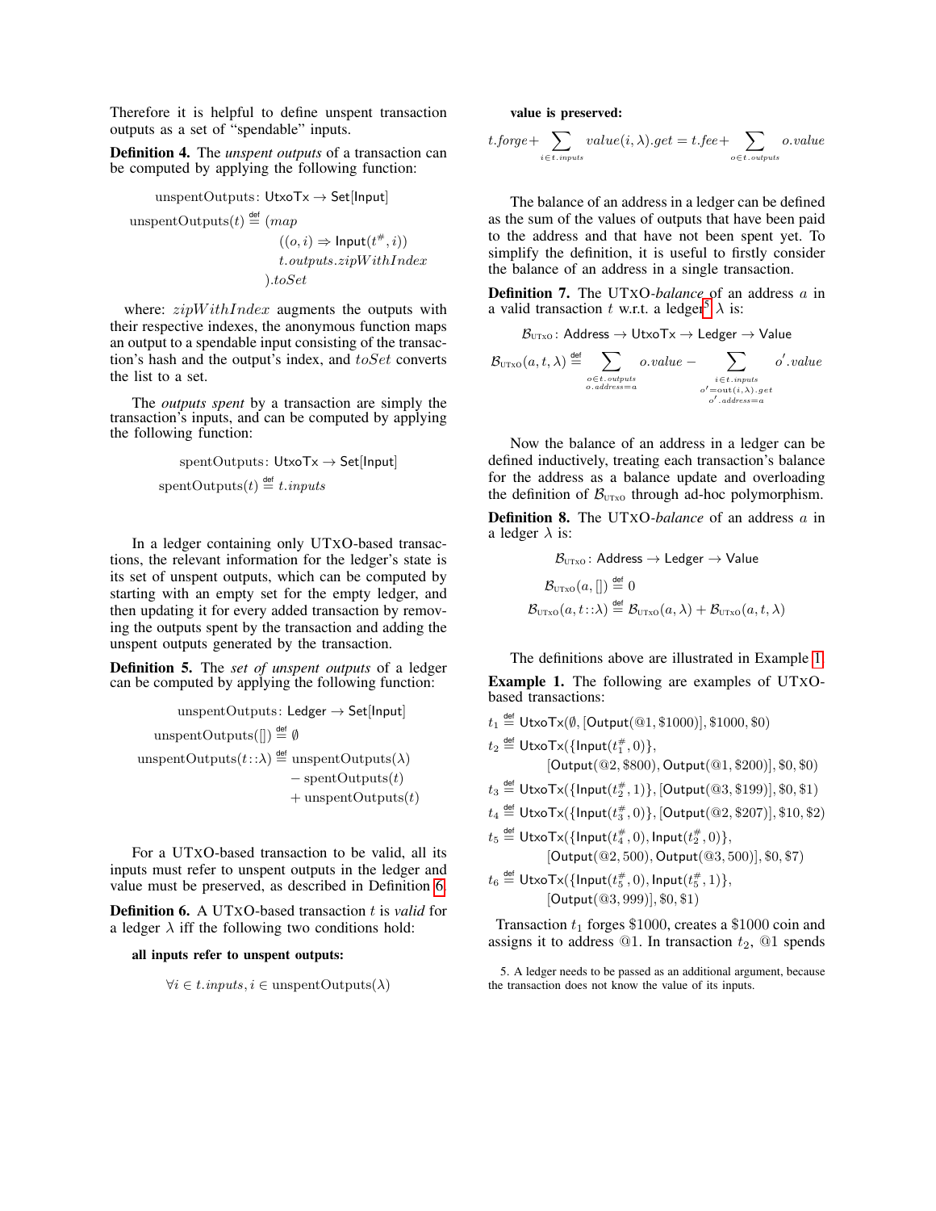Therefore it is helpful to define unspent transaction outputs as a set of "spendable" inputs.

**Definition 4.** The *unspent outputs* of a transaction can be computed by applying the following function:

$$\begin{aligned}
&\text{unspentOutputs}\colon \mathsf{UtxoTx} \to \mathsf{Set}[\mathsf{Input}]\\
&\text{unspentOutputs}(t) \overset{\text{def}}{=} (map\\
&\qquad ((o,i) \Rightarrow \mathsf{Input}(t^{\#}, i))\\
&\qquad t.outputs.zipWithIndex\\
&\quad ).toSet
\end{aligned}$$

where: $zipWithIndex$ augments the outputs with their respective indexes, the anonymous function maps an output to a spendable input consisting of the transaction's hash and the output's index, and $toSet$ converts the list to a set.

The *outputs spent* by a transaction are simply the transaction's inputs, and can be computed by applying the following function:

$$\begin{aligned}
&\text{spentOutputs}\colon \mathsf{UtxoTx} \to \mathsf{Set}[\mathsf{Input}]\\
&\text{spentOutputs}(t) \overset{\text{def}}{=} t.inputs
\end{aligned}$$

In a ledger containing only UTXO-based transactions, the relevant information for the ledger's state is its set of unspent outputs, which can be computed by starting with an empty set for the empty ledger, and then updating it for every added transaction by removing the outputs spent by the transaction and adding the unspent outputs generated by the transaction.

**Definition 5.** The *set of unspent outputs* of a ledger can be computed by applying the following function:

$$\begin{aligned}
&\text{unspentOutputs}\colon \mathsf{Ledger} \to \mathsf{Set}[\mathsf{Input}]\\
&\text{unspentOutputs}([]) \overset{\text{def}}{=} \emptyset\\
&\text{unspentOutputs}(t::\lambda) \overset{\text{def}}{=} \text{unspentOutputs}(\lambda)\\
&\qquad - \text{spentOutputs}(t)\\
&\qquad + \text{unspentOutputs}(t)
\end{aligned}$$

For a UTXO-based transaction to be valid, all its inputs must refer to unspent outputs in the ledger and value must be preserved, as described in Definition 6.

**Definition 6.** A UTXO-based transaction $t$ is *valid* for a ledger $\lambda$ iff the following two conditions hold:

**all inputs refer to unspent outputs:**

$$\forall i \in t.inputs, i \in \text{unspentOutputs}(\lambda)$$

**value is preserved:**

$$t.forge + \sum_{i \in t.inputs} value(i,\lambda).get = t.fee + \sum_{o \in t.outputs} o.value$$

The balance of an address in a ledger can be defined as the sum of the values of outputs that have been paid to the address and that have not been spent yet. To simplify the definition, it is useful to firstly consider the balance of an address in a single transaction.

**Definition 7.** The UTXO-*balance* of an address $a$ in a valid transaction $t$ w.r.t. a ledger[5] $\lambda$ is:

$$\begin{aligned}
&\mathcal{B}_{\text{UTXO}}\colon \mathsf{Address} \to \mathsf{UtxoTx} \to \mathsf{Ledger} \to \mathsf{Value}\\
&\mathcal{B}_{\text{UTXO}}(a,t,\lambda) \overset{\text{def}}{=} \sum_{\substack{o \in t.outputs\\ o.address = a}} o.value - \sum_{\substack{i \in t.inputs\\ o' = \text{out}(i,\lambda).get\\ o'.address = a}} o'.value
\end{aligned}$$

Now the balance of an address in a ledger can be defined inductively, treating each transaction's balance for the address as a balance update and overloading the definition of $\mathcal{B}_{\text{UTXO}}$ through ad-hoc polymorphism.

**Definition 8.** The UTXO-*balance* of an address $a$ in a ledger $\lambda$ is:

$$\begin{aligned}
&\mathcal{B}_{\text{UTXO}}\colon \mathsf{Address} \to \mathsf{Ledger} \to \mathsf{Value}\\
&\mathcal{B}_{\text{UTXO}}(a,[]) \overset{\text{def}}{=} 0\\
&\mathcal{B}_{\text{UTXO}}(a,t::\lambda) \overset{\text{def}}{=} \mathcal{B}_{\text{UTXO}}(a,\lambda) + \mathcal{B}_{\text{UTXO}}(a,t,\lambda)
\end{aligned}$$

The definitions above are illustrated in Example 1.

**Example 1.** The following are examples of UTXO-based transactions:

$$\begin{aligned}
t_1 &\overset{\text{def}}{=} \mathsf{UtxoTx}(\emptyset, [\mathsf{Output}(@1, \$1000)], \$1000, \$0)\\
t_2 &\overset{\text{def}}{=} \mathsf{UtxoTx}(\{\mathsf{Input}(t_1^{\#}, 0)\},\\
&\qquad [\mathsf{Output}(@2, \$800), \mathsf{Output}(@1, \$200)], \$0, \$0)\\
t_3 &\overset{\text{def}}{=} \mathsf{UtxoTx}(\{\mathsf{Input}(t_2^{\#}, 1)\}, [\mathsf{Output}(@3, \$199)], \$0, \$1)\\
t_4 &\overset{\text{def}}{=} \mathsf{UtxoTx}(\{\mathsf{Input}(t_3^{\#}, 0)\}, [\mathsf{Output}(@2, \$207)], \$10, \$2)\\
t_5 &\overset{\text{def}}{=} \mathsf{UtxoTx}(\{\mathsf{Input}(t_4^{\#}, 0), \mathsf{Input}(t_2^{\#}, 0)\},\\
&\qquad [\mathsf{Output}(@2, 500), \mathsf{Output}(@3, 500)], \$0, \$7)\\
t_6 &\overset{\text{def}}{=} \mathsf{UtxoTx}(\{\mathsf{Input}(t_5^{\#}, 0), \mathsf{Input}(t_5^{\#}, 1)\},\\
&\qquad [\mathsf{Output}(@3, 999)], \$0, \$1)
\end{aligned}$$

Transaction $t_1$ forges \$1000, creates a \$1000 coin and assigns it to address @1. In transaction $t_2$, @1 spends

5. A ledger needs to be passed as an additional argument, because the transaction does not know the value of its inputs.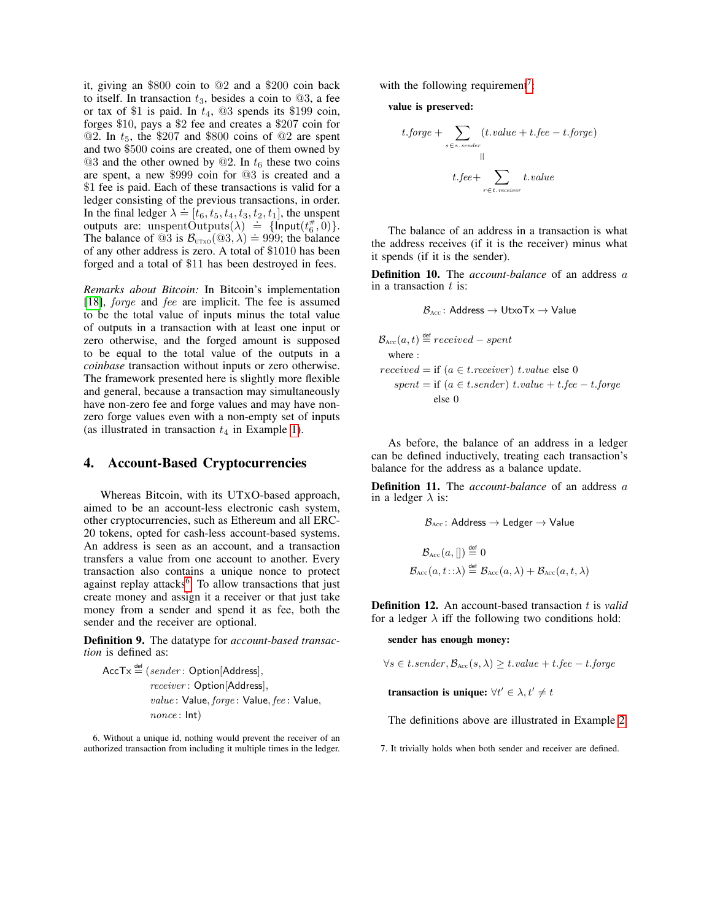it, giving an \$800 coin to @2 and a \$200 coin back to itself. In transaction $t_3$, besides a coin to @3, a fee or tax of \$1 is paid. In $t_4$, @3 spends its \$199 coin, forges \$10, pays a \$2 fee and creates a \$207 coin for @2. In $t_5$, the \$207 and \$800 coins of @2 are spent and two \$500 coins are created, one of them owned by @3 and the other owned by @2. In $t_6$ these two coins are spent, a new \$999 coin for @3 is created and a \$1 fee is paid. Each of these transactions is valid for a ledger consisting of the previous transactions, in order. In the final ledger $\lambda \doteq [t_6, t_5, t_4, t_3, t_2, t_1]$, the unspent outputs are: $\mathrm{unspentOutputs}(\lambda) \doteq \{\mathsf{Input}(t_6^{\#}, 0)\}$. The balance of @3 is $\mathcal{B}_{\text{UTXO}}(@3, \lambda) \doteq 999$; the balance of any other address is zero. A total of \$1010 has been forged and a total of \$11 has been destroyed in fees.

*Remarks about Bitcoin:* In Bitcoin's implementation [18], *forge* and *fee* are implicit. The fee is assumed to be the total value of inputs minus the total value of outputs in a transaction with at least one input or zero otherwise, and the forged amount is supposed to be equal to the total value of the outputs in a *coinbase* transaction without inputs or zero otherwise. The framework presented here is slightly more flexible and general, because a transaction may simultaneously have non-zero fee and forge values and may have non-zero forge values even with a non-empty set of inputs (as illustrated in transaction $t_4$ in Example 1).

## 4. Account-Based Cryptocurrencies

Whereas Bitcoin, with its UTXO-based approach, aimed to be an account-less electronic cash system, other cryptocurrencies, such as Ethereum and all ERC-20 tokens, opted for cash-less account-based systems. An address is seen as an account, and a transaction transfers a value from one account to another. Every transaction also contains a unique nonce to protect against replay attacks[6]. To allow transactions that just create money and assign it a receiver or that just take money from a sender and spend it as fee, both the sender and the receiver are optional.

**Definition 9.** The datatype for *account-based transaction* is defined as:

$$\begin{aligned}\mathsf{AccTx} \stackrel{\text{def}}{=} (&sender\colon \mathsf{Option}[\mathsf{Address}],\\ &receiver\colon \mathsf{Option}[\mathsf{Address}],\\ &value\colon \mathsf{Value}, forge\colon \mathsf{Value}, fee\colon \mathsf{Value},\\ &nonce\colon \mathsf{Int})\end{aligned}$$

with the following requirement[7]:

**value is preserved:**

$$t.forge + \sum_{s \in s.sender} (t.value + t.fee - t.forge)$$
$$\|$$
$$t.fee + \sum_{r \in t.receiver} t.value$$

The balance of an address in a transaction is what the address receives (if it is the receiver) minus what it spends (if it is the sender).

**Definition 10.** The *account-balance* of an address $a$ in a transaction $t$ is:

$$\mathcal{B}_{\text{Acc}}\colon \mathsf{Address} \to \mathsf{UtxoTx} \to \mathsf{Value}$$

$$\begin{aligned}&\mathcal{B}_{\text{Acc}}(a, t) \stackrel{\text{def}}{=} received - spent\\ &\quad \text{where :}\\ &received = \text{if } (a \in t.receiver)\ t.value \text{ else } 0\\ &\quad spent = \text{if } (a \in t.sender)\ t.value + t.fee - t.forge\\ &\qquad\qquad \text{else } 0\end{aligned}$$

As before, the balance of an address in a ledger can be defined inductively, treating each transaction's balance for the address as a balance update.

**Definition 11.** The *account-balance* of an address $a$ in a ledger $\lambda$ is:

$$\mathcal{B}_{\text{Acc}}\colon \mathsf{Address} \to \mathsf{Ledger} \to \mathsf{Value}$$

$$\begin{aligned}\mathcal{B}_{\text{Acc}}(a, []) &\stackrel{\text{def}}{=} 0\\ \mathcal{B}_{\text{Acc}}(a, t\!::\!\lambda) &\stackrel{\text{def}}{=} \mathcal{B}_{\text{Acc}}(a, \lambda) + \mathcal{B}_{\text{Acc}}(a, t, \lambda)\end{aligned}$$

**Definition 12.** An account-based transaction $t$ is *valid* for a ledger $\lambda$ iff the following two conditions hold:

**sender has enough money:**

$$\forall s \in t.sender, \mathcal{B}_{\text{Acc}}(s, \lambda) \geq t.value + t.fee - t.forge$$

**transaction is unique:** $\forall t' \in \lambda, t' \neq t$

The definitions above are illustrated in Example 2.

6. Without a unique id, nothing would prevent the receiver of an authorized transaction from including it multiple times in the ledger.

7. It trivially holds when both sender and receiver are defined.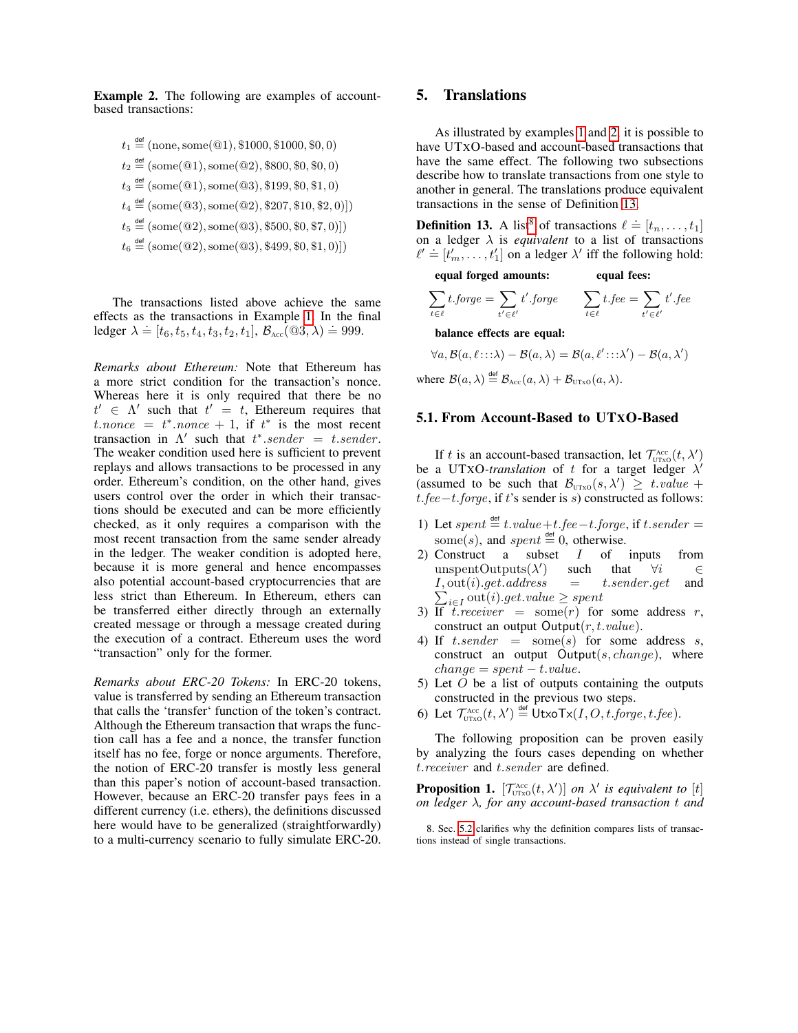**Example 2.** The following are examples of account-based transactions:

$$t_1 \overset{\text{def}}{=} (\text{none}, \text{some}(@1), \$1000, \$1000, \$0, 0)$$
$$t_2 \overset{\text{def}}{=} (\text{some}(@1), \text{some}(@2), \$800, \$0, \$0, 0)$$
$$t_3 \overset{\text{def}}{=} (\text{some}(@1), \text{some}(@3), \$199, \$0, \$1, 0)$$
$$t_4 \overset{\text{def}}{=} (\text{some}(@3), \text{some}(@2), \$207, \$10, \$2, 0)])$$
$$t_5 \overset{\text{def}}{=} (\text{some}(@2), \text{some}(@3), \$500, \$0, \$7, 0)])$$
$$t_6 \overset{\text{def}}{=} (\text{some}(@2), \text{some}(@3), \$499, \$0, \$1, 0)])$$

The transactions listed above achieve the same effects as the transactions in Example 1. In the final ledger $\lambda \doteq [t_6, t_5, t_4, t_3, t_2, t_1]$, $\mathcal{B}_{\text{Acc}}(@3, \lambda) \doteq 999$.

*Remarks about Ethereum:* Note that Ethereum has a more strict condition for the transaction's nonce. Whereas here it is only required that there be no $t' \in \Lambda'$ such that $t' = t$, Ethereum requires that $t.nonce = t^*.nonce + 1$, if $t^*$ is the most recent transaction in $\Lambda'$ such that $t^*.sender = t.sender$. The weaker condition used here is sufficient to prevent replays and allows transactions to be processed in any order. Ethereum's condition, on the other hand, gives users control over the order in which their transactions should be executed and can be more efficiently checked, as it only requires a comparison with the most recent transaction from the same sender already in the ledger. The weaker condition is adopted here, because it is more general and hence encompasses also potential account-based cryptocurrencies that are less strict than Ethereum. In Ethereum, ethers can be transferred either directly through an externally created message or through a message created during the execution of a contract. Ethereum uses the word "transaction" only for the former.

*Remarks about ERC-20 Tokens:* In ERC-20 tokens, value is transferred by sending an Ethereum transaction that calls the 'transfer' function of the token's contract. Although the Ethereum transaction that wraps the function call has a fee and a nonce, the transfer function itself has no fee, forge or nonce arguments. Therefore, the notion of ERC-20 transfer is mostly less general than this paper's notion of account-based transaction. However, because an ERC-20 transfer pays fees in a different currency (i.e. ethers), the definitions discussed here would have to be generalized (straightforwardly) to a multi-currency scenario to fully simulate ERC-20.

# 5. Translations

As illustrated by examples 1 and 2, it is possible to have UTxO-based and account-based transactions that have the same effect. The following two subsections describe how to translate transactions from one style to another in general. The translations produce equivalent transactions in the sense of Definition 13.

**Definition 13.** A list[8] of transactions $\ell \doteq [t_n, \dots, t_1]$ on a ledger $\lambda$ is *equivalent* to a list of transactions $\ell' \doteq [t'_m, \dots, t'_1]$ on a ledger $\lambda'$ iff the following hold:

**equal forged amounts:**

$$\sum_{t \in \ell} t.forge = \sum_{t' \in \ell'} t'.forge$$

**equal fees:**

$$\sum_{t \in \ell} t.fee = \sum_{t' \in \ell'} t'.fee$$

**balance effects are equal:**

$$\forall a, \mathcal{B}(a, \ell ::: \lambda) - \mathcal{B}(a, \lambda) = \mathcal{B}(a, \ell' ::: \lambda') - \mathcal{B}(a, \lambda')$$

where $\mathcal{B}(a, \lambda) \overset{\text{def}}{=} \mathcal{B}_{\text{Acc}}(a, \lambda) + \mathcal{B}_{\text{UTxO}}(a, \lambda)$.

## 5.1. From Account-Based to UTxO-Based

If $t$ is an account-based transaction, let $\mathcal{T}^{\text{Acc}}_{\text{UTxO}}(t, \lambda')$ be a UTxO-*translation* of $t$ for a target ledger $\lambda'$ (assumed to be such that $\mathcal{B}_{\text{UTxO}}(s, \lambda') \geq t.value + t.fee - t.forge$, if $t$'s sender is $s$) constructed as follows:

1) Let $spent \overset{\text{def}}{=} t.value + t.fee - t.forge$, if $t.sender = \text{some}(s)$, and $spent \overset{\text{def}}{=} 0$, otherwise.
2) Construct a subset $I$ of inputs from $\text{unspentOutputs}(\lambda')$ such that $\forall i \in I, \text{out}(i).get.address = t.sender.get$ and $\sum_{i \in I} \text{out}(i).get.value \geq spent$
3) If $t.receiver = \text{some}(r)$ for some address $r$, construct an output $\mathsf{Output}(r, t.value)$.
4) If $t.sender = \text{some}(s)$ for some address $s$, construct an output $\mathsf{Output}(s, change)$, where $change = spent - t.value$.
5) Let $O$ be a list of outputs containing the outputs constructed in the previous two steps.
6) Let $\mathcal{T}^{\text{Acc}}_{\text{UTxO}}(t, \lambda') \overset{\text{def}}{=} \mathsf{UtxoTx}(I, O, t.forge, t.fee)$.

The following proposition can be proven easily by analyzing the fours cases depending on whether $t.receiver$ and $t.sender$ are defined.

**Proposition 1.** *$[\mathcal{T}^{\text{Acc}}_{\text{UTxO}}(t, \lambda')]$ on $\lambda'$ is equivalent to $[t]$ on ledger $\lambda$, for any account-based transaction $t$ and*

8. Sec. 5.2 clarifies why the definition compares lists of transactions instead of single transactions.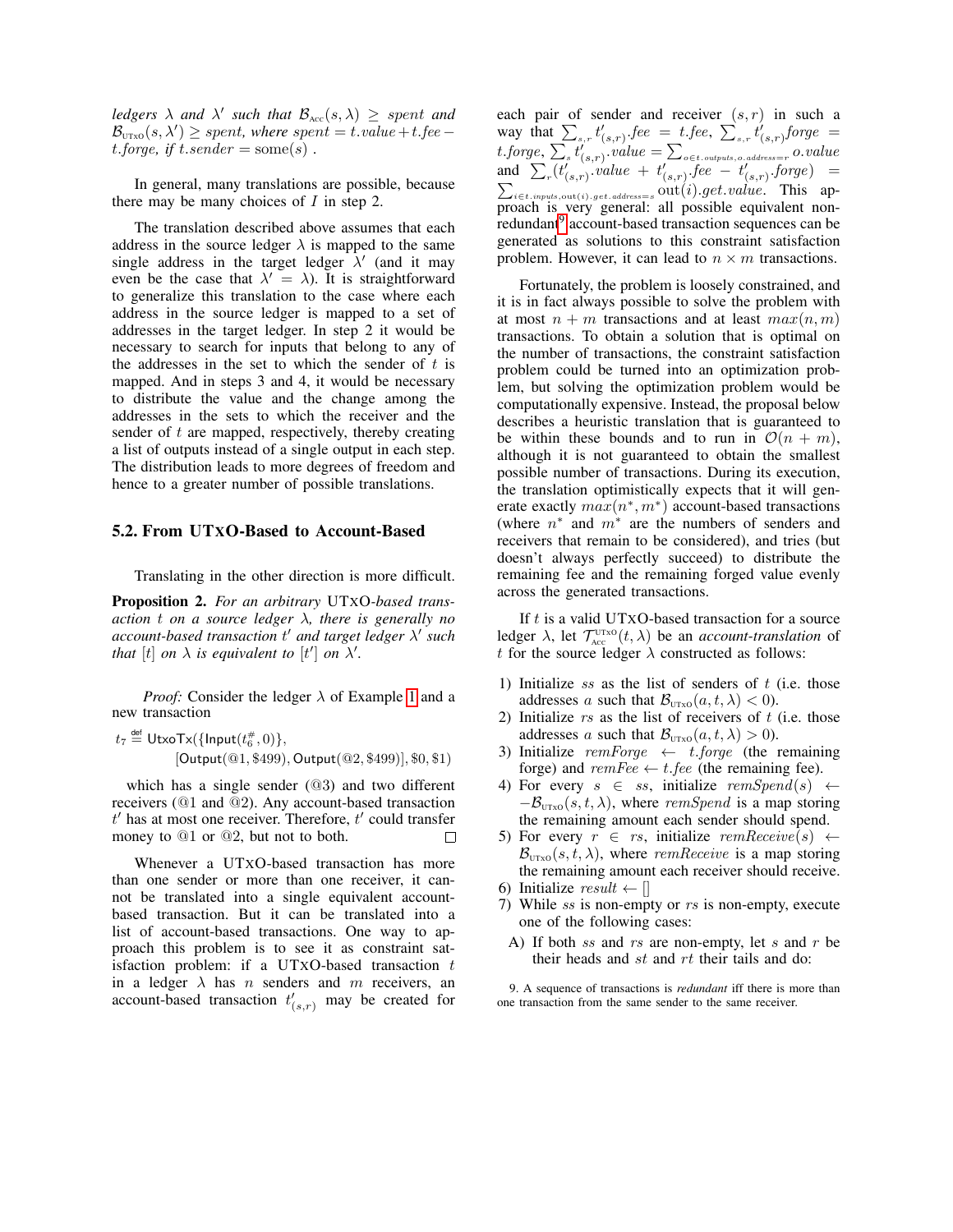*ledgers* $\lambda$ *and* $\lambda'$ *such that* $\mathcal{B}_{\text{Acc}}(s, \lambda) \geq spent$ *and* $\mathcal{B}_{\text{UTxO}}(s, \lambda') \geq spent$*, where* $spent = t.value + t.fee - t.forge$*, if* $t.sender = \text{some}(s)$ .

In general, many translations are possible, because there may be many choices of $I$ in step 2.

The translation described above assumes that each address in the source ledger $\lambda$ is mapped to the same single address in the target ledger $\lambda'$ (and it may even be the case that $\lambda' = \lambda$). It is straightforward to generalize this translation to the case where each address in the source ledger is mapped to a set of addresses in the target ledger. In step 2 it would be necessary to search for inputs that belong to any of the addresses in the set to which the sender of $t$ is mapped. And in steps 3 and 4, it would be necessary to distribute the value and the change among the addresses in the sets to which the receiver and the sender of $t$ are mapped, respectively, thereby creating a list of outputs instead of a single output in each step. The distribution leads to more degrees of freedom and hence to a greater number of possible translations.

## 5.2. From UTXO-Based to Account-Based

Translating in the other direction is more difficult.

**Proposition 2.** *For an arbitrary* UTXO*-based transaction* $t$ *on a source ledger* $\lambda$*, there is generally no account-based transaction* $t'$ *and target ledger* $\lambda'$ *such that* $[t]$ *on* $\lambda$ *is equivalent to* $[t']$ *on* $\lambda'$.

*Proof:* Consider the ledger $\lambda$ of Example 1 and a new transaction

$$t_7 \stackrel{\text{def}}{=} \mathsf{UtxoTx}(\{\mathsf{Input}(t_6^{\#}, 0)\}, [\mathsf{Output}(@1, \$499), \mathsf{Output}(@2, \$499)], \$0, \$1)$$

which has a single sender (@3) and two different receivers (@1 and @2). Any account-based transaction $t'$ has at most one receiver. Therefore, $t'$ could transfer money to @1 or @2, but not to both. ☐

Whenever a UTXO-based transaction has more than one sender or more than one receiver, it cannot be translated into a single equivalent account-based transaction. But it can be translated into a list of account-based transactions. One way to approach this problem is to see it as constraint satisfaction problem: if a UTXO-based transaction $t$ in a ledger $\lambda$ has $n$ senders and $m$ receivers, an account-based transaction $t'_{(s,r)}$ may be created for each pair of sender and receiver $(s, r)$ in such a way that $\sum_{s,r} t'_{(s,r)}.fee = t.fee$, $\sum_{s,r} t'_{(s,r)}.forge = t.forge$, $\sum_{s} t'_{(s,r)}.value = \sum_{o \in t.outputs, o.address = r} o.value$ and $\sum_{r}(t'_{(s,r)}.value + t'_{(s,r)}.fee - t'_{(s,r)}.forge) = \sum_{i \in t.inputs, \text{out}(i).get.address = s} \text{out}(i).get.value$. This approach is very general: all possible equivalent non-redundant[9] account-based transaction sequences can be generated as solutions to this constraint satisfaction problem. However, it can lead to $n \times m$ transactions.

Fortunately, the problem is loosely constrained, and it is in fact always possible to solve the problem with at most $n + m$ transactions and at least $max(n, m)$ transactions. To obtain a solution that is optimal on the number of transactions, the constraint satisfaction problem could be turned into an optimization problem, but solving the optimization problem would be computationally expensive. Instead, the proposal below describes a heuristic translation that is guaranteed to be within these bounds and to run in $\mathcal{O}(n + m)$, although it is not guaranteed to obtain the smallest possible number of transactions. During its execution, the translation optimistically expects that it will generate exactly $max(n^*, m^*)$ account-based transactions (where $n^*$ and $m^*$ are the numbers of senders and receivers that remain to be considered), and tries (but doesn't always perfectly succeed) to distribute the remaining fee and the remaining forged value evenly across the generated transactions.

If $t$ is a valid UTXO-based transaction for a source ledger $\lambda$, let $\mathcal{T}^{\text{UTxO}}_{\text{Acc}}(t, \lambda)$ be an *account-translation* of $t$ for the source ledger $\lambda$ constructed as follows:

1) Initialize $ss$ as the list of senders of $t$ (i.e. those addresses $a$ such that $\mathcal{B}_{\text{UTxO}}(a, t, \lambda) < 0$).
2) Initialize $rs$ as the list of receivers of $t$ (i.e. those addresses $a$ such that $\mathcal{B}_{\text{UTxO}}(a, t, \lambda) > 0$).
3) Initialize $remForge \leftarrow t.forge$ (the remaining forge) and $remFee \leftarrow t.fee$ (the remaining fee).
4) For every $s \in ss$, initialize $remSpend(s) \leftarrow -\mathcal{B}_{\text{UTxO}}(s, t, \lambda)$, where $remSpend$ is a map storing the remaining amount each sender should spend.
5) For every $r \in rs$, initialize $remReceive(s) \leftarrow \mathcal{B}_{\text{UTxO}}(s, t, \lambda)$, where $remReceive$ is a map storing the remaining amount each receiver should receive.
6) Initialize $result \leftarrow []$
7) While $ss$ is non-empty or $rs$ is non-empty, execute one of the following cases:
   A) If both $ss$ and $rs$ are non-empty, let $s$ and $r$ be their heads and $st$ and $rt$ their tails and do:

9. A sequence of transactions is *redundant* iff there is more than one transaction from the same sender to the same receiver.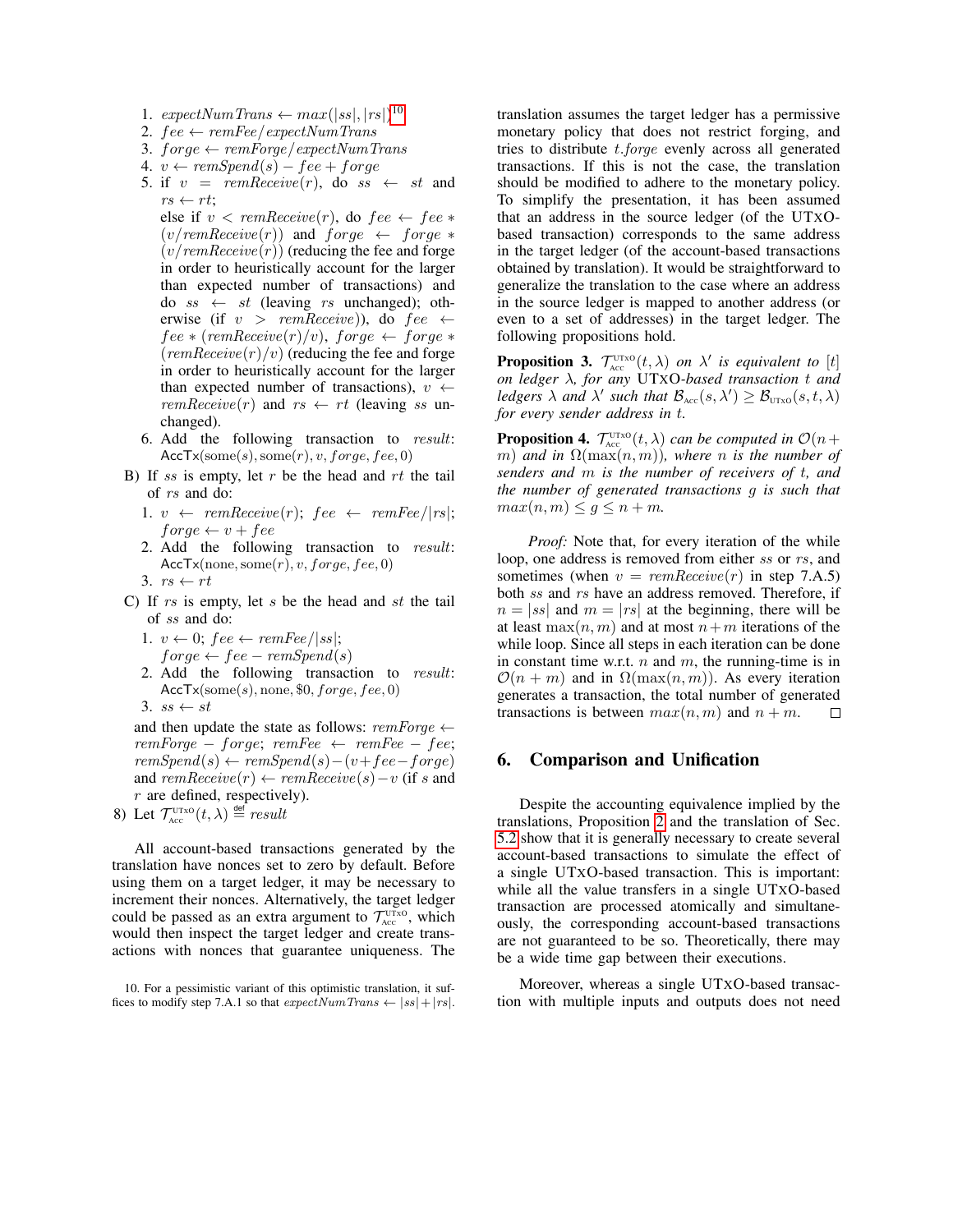1. $expectNumTrans \leftarrow max(|ss|, |rs|)$[10]
2. $fee \leftarrow remFee/expectNumTrans$
3. $forge \leftarrow remForge/expectNumTrans$
4. $v \leftarrow remSpend(s) - fee + forge$
5. if $v = remReceive(r)$, do $ss \leftarrow st$ and $rs \leftarrow rt$;
   else if $v < remReceive(r)$, do $fee \leftarrow fee * (v/remReceive(r))$ and $forge \leftarrow forge * (v/remReceive(r))$ (reducing the fee and forge in order to heuristically account for the larger than expected number of transactions) and do $ss \leftarrow st$ (leaving $rs$ unchanged); otherwise (if $v > remReceive$)), do $fee \leftarrow fee * (remReceive(r)/v)$, $forge \leftarrow forge * (remReceive(r)/v)$ (reducing the fee and forge in order to heuristically account for the larger than expected number of transactions), $v \leftarrow remReceive(r)$ and $rs \leftarrow rt$ (leaving $ss$ unchanged).
6. Add the following transaction to $result$: $\mathsf{AccTx}(\text{some}(s), \text{some}(r), v, forge, fee, 0)$

B) If $ss$ is empty, let $r$ be the head and $rt$ the tail of $rs$ and do:

1. $v \leftarrow remReceive(r)$; $fee \leftarrow remFee/|rs|$; $forge \leftarrow v + fee$
2. Add the following transaction to $result$: $\mathsf{AccTx}(\text{none}, \text{some}(r), v, forge, fee, 0)$
3. $rs \leftarrow rt$

C) If $rs$ is empty, let $s$ be the head and $st$ the tail of $ss$ and do:

1. $v \leftarrow 0$; $fee \leftarrow remFee/|ss|$; $forge \leftarrow fee - remSpend(s)$
2. Add the following transaction to $result$: $\mathsf{AccTx}(\text{some}(s), \text{none}, \$0, forge, fee, 0)$
3. $ss \leftarrow st$

and then update the state as follows: $remForge \leftarrow remForge - forge$; $remFee \leftarrow remFee - fee$; $remSpend(s) \leftarrow remSpend(s) - (v + fee - forge)$ and $remReceive(r) \leftarrow remReceive(s) - v$ (if $s$ and $r$ are defined, respectively).

8) Let $\mathcal{T}^{\text{UTXO}}_{\text{Acc}}(t, \lambda) \overset{\text{def}}{=} result$

All account-based transactions generated by the translation have nonces set to zero by default. Before using them on a target ledger, it may be necessary to increment their nonces. Alternatively, the target ledger could be passed as an extra argument to $\mathcal{T}^{\text{UTXO}}_{\text{Acc}}$, which would then inspect the target ledger and create transactions with nonces that guarantee uniqueness. The translation assumes the target ledger has a permissive monetary policy that does not restrict forging, and tries to distribute $t.forge$ evenly across all generated transactions. If this is not the case, the translation should be modified to adhere to the monetary policy. To simplify the presentation, it has been assumed that an address in the source ledger (of the UTXO-based transaction) corresponds to the same address in the target ledger (of the account-based transactions obtained by translation). It would be straightforward to generalize the translation to the case where an address in the source ledger is mapped to another address (or even to a set of addresses) in the target ledger. The following propositions hold.

**Proposition 3.** *$\mathcal{T}^{\text{UTXO}}_{\text{Acc}}(t, \lambda)$ on $\lambda'$ is equivalent to $[t]$ on ledger $\lambda$, for any UTXO-based transaction $t$ and ledgers $\lambda$ and $\lambda'$ such that $\mathcal{B}_{\text{Acc}}(s, \lambda') \geq \mathcal{B}_{\text{UTXO}}(s, t, \lambda)$ for every sender address in $t$.*

**Proposition 4.** *$\mathcal{T}^{\text{UTXO}}_{\text{Acc}}(t, \lambda)$ can be computed in $\mathcal{O}(n + m)$ and in $\Omega(\max(n, m))$, where $n$ is the number of senders and $m$ is the number of receivers of $t$, and the number of generated transactions $g$ is such that $max(n, m) \leq g \leq n + m$.*

*Proof:* Note that, for every iteration of the while loop, one address is removed from either $ss$ or $rs$, and sometimes (when $v = remReceive(r)$ in step 7.A.5) both $ss$ and $rs$ have an address removed. Therefore, if $n = |ss|$ and $m = |rs|$ at the beginning, there will be at least $\max(n, m)$ and at most $n+m$ iterations of the while loop. Since all steps in each iteration can be done in constant time w.r.t. $n$ and $m$, the running-time is in $\mathcal{O}(n + m)$ and in $\Omega(\max(n, m))$. As every iteration generates a transaction, the total number of generated transactions is between $max(n, m)$ and $n + m$. □

## 6. Comparison and Unification

Despite the accounting equivalence implied by the translations, Proposition 2 and the translation of Sec. 5.2 show that it is generally necessary to create several account-based transactions to simulate the effect of a single UTXO-based transaction. This is important: while all the value transfers in a single UTXO-based transaction are processed atomically and simultaneously, the corresponding account-based transactions are not guaranteed to be so. Theoretically, there may be a wide time gap between their executions.

Moreover, whereas a single UTXO-based transaction with multiple inputs and outputs does not need

10. For a pessimistic variant of this optimistic translation, it suffices to modify step 7.A.1 so that $expectNumTrans \leftarrow |ss| + |rs|$.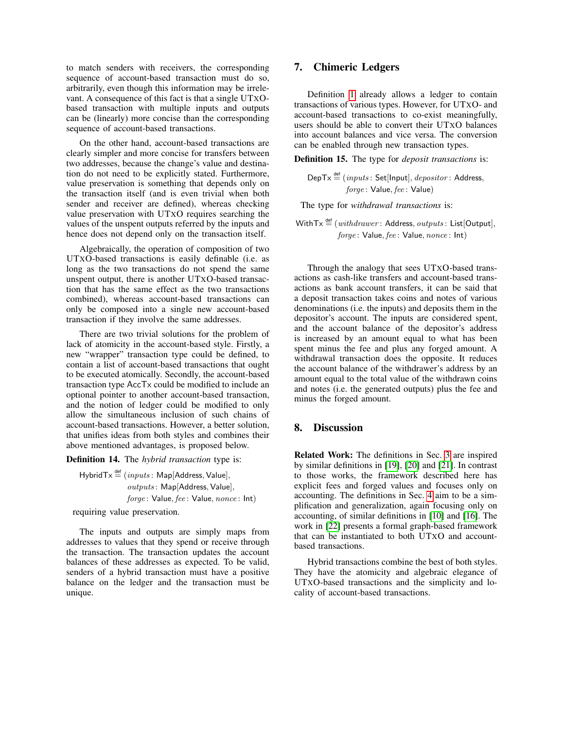to match senders with receivers, the corresponding sequence of account-based transaction must do so, arbitrarily, even though this information may be irrelevant. A consequence of this fact is that a single UTXO-based transaction with multiple inputs and outputs can be (linearly) more concise than the corresponding sequence of account-based transactions.

On the other hand, account-based transactions are clearly simpler and more concise for transfers between two addresses, because the change's value and destination do not need to be explicitly stated. Furthermore, value preservation is something that depends only on the transaction itself (and is even trivial when both sender and receiver are defined), whereas checking value preservation with UTXO requires searching the values of the unspent outputs referred by the inputs and hence does not depend only on the transaction itself.

Algebraically, the operation of composition of two UTXO-based transactions is easily definable (i.e. as long as the two transactions do not spend the same unspent output, there is another UTXO-based transaction that has the same effect as the two transactions combined), whereas account-based transactions can only be composed into a single new account-based transaction if they involve the same addresses.

There are two trivial solutions for the problem of lack of atomicity in the account-based style. Firstly, a new "wrapper" transaction type could be defined, to contain a list of account-based transactions that ought to be executed atomically. Secondly, the account-based transaction type AccTx could be modified to include an optional pointer to another account-based transaction, and the notion of ledger could be modified to only allow the simultaneous inclusion of such chains of account-based transactions. However, a better solution, that unifies ideas from both styles and combines their above mentioned advantages, is proposed below.

**Definition 14.** The *hybrid transaction* type is:

$$\mathsf{HybridTx} \stackrel{\text{def}}{=} (inputs\colon \mathsf{Map}[\mathsf{Address}, \mathsf{Value}],\ outputs\colon \mathsf{Map}[\mathsf{Address}, \mathsf{Value}],\ forge\colon \mathsf{Value}, fee\colon \mathsf{Value}, nonce\colon \mathsf{Int})$$

requiring value preservation.

The inputs and outputs are simply maps from addresses to values that they spend or receive through the transaction. The transaction updates the account balances of these addresses as expected. To be valid, senders of a hybrid transaction must have a positive balance on the ledger and the transaction must be unique.

## 7. Chimeric Ledgers

Definition 1 already allows a ledger to contain transactions of various types. However, for UTXO- and account-based transactions to co-exist meaningfully, users should be able to convert their UTXO balances into account balances and vice versa. The conversion can be enabled through new transaction types.

**Definition 15.** The type for *deposit transactions* is:

$$\mathsf{DepTx} \stackrel{\text{def}}{=} (inputs\colon \mathsf{Set}[\mathsf{Input}], depositor\colon \mathsf{Address},\ forge\colon \mathsf{Value}, fee\colon \mathsf{Value})$$

The type for *withdrawal transactions* is:

$$\mathsf{WithTx} \stackrel{\text{def}}{=} (withdrawer\colon \mathsf{Address}, outputs\colon \mathsf{List}[\mathsf{Output}],\ forge\colon \mathsf{Value}, fee\colon \mathsf{Value}, nonce\colon \mathsf{Int})$$

Through the analogy that sees UTXO-based transactions as cash-like transfers and account-based transactions as bank account transfers, it can be said that a deposit transaction takes coins and notes of various denominations (i.e. the inputs) and deposits them in the depositor's account. The inputs are considered spent, and the account balance of the depositor's address is increased by an amount equal to what has been spent minus the fee and plus any forged amount. A withdrawal transaction does the opposite. It reduces the account balance of the withdrawer's address by an amount equal to the total value of the withdrawn coins and notes (i.e. the generated outputs) plus the fee and minus the forged amount.

## 8. Discussion

**Related Work:** The definitions in Sec. 3 are inspired by similar definitions in [19], [20] and [21]. In contrast to those works, the framework described here has explicit fees and forged values and focuses only on accounting. The definitions in Sec. 4 aim to be a simplification and generalization, again focusing only on accounting, of similar definitions in [10] and [16]. The work in [22] presents a formal graph-based framework that can be instantiated to both UTXO and account-based transactions.

Hybrid transactions combine the best of both styles. They have the atomicity and algebraic elegance of UTXO-based transactions and the simplicity and locality of account-based transactions.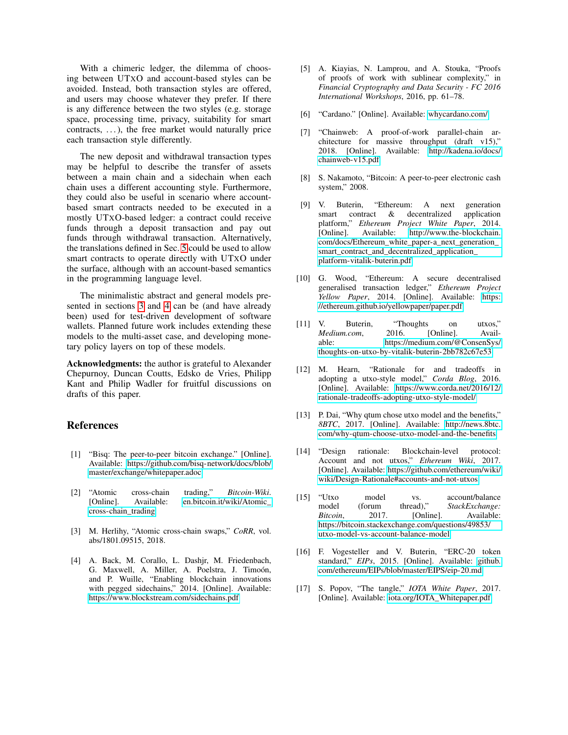With a chimeric ledger, the dilemma of choosing between UTXO and account-based styles can be avoided. Instead, both transaction styles are offered, and users may choose whatever they prefer. If there is any difference between the two styles (e.g. storage space, processing time, privacy, suitability for smart contracts, ...), the free market would naturally price each transaction style differently.

The new deposit and withdrawal transaction types may be helpful to describe the transfer of assets between a main chain and a sidechain when each chain uses a different accounting style. Furthermore, they could also be useful in scenario where account-based smart contracts needed to be executed in a mostly UTXO-based ledger: a contract could receive funds through a deposit transaction and pay out funds through withdrawal transaction. Alternatively, the translations defined in Sec. 5 could be used to allow smart contracts to operate directly with UTXO under the surface, although with an account-based semantics in the programming language level.

The minimalistic abstract and general models presented in sections 3 and 4 can be (and have already been) used for test-driven development of software wallets. Planned future work includes extending these models to the multi-asset case, and developing monetary policy layers on top of these models.

**Acknowledgments:** the author is grateful to Alexander Chepurnoy, Duncan Coutts, Edsko de Vries, Philipp Kant and Philip Wadler for fruitful discussions on drafts of this paper.

## References

[1] "Bisq: The peer-to-peer bitcoin exchange." [Online]. Available: https://github.com/bisq-network/docs/blob/master/exchange/whitepaper.adoc

[2] "Atomic cross-chain trading," *Bitcoin-Wiki*. [Online]. Available: en.bitcoin.it/wiki/Atomic_cross-chain_trading

[3] M. Herlihy, "Atomic cross-chain swaps," *CoRR*, vol. abs/1801.09515, 2018.

[4] A. Back, M. Corallo, L. Dashjr, M. Friedenbach, G. Maxwell, A. Miller, A. Poelstra, J. Timoón, and P. Wuille, "Enabling blockchain innovations with pegged sidechains," 2014. [Online]. Available: https://www.blockstream.com/sidechains.pdf

[5] A. Kiayias, N. Lamprou, and A. Stouka, "Proofs of proofs of work with sublinear complexity," in *Financial Cryptography and Data Security - FC 2016 International Workshops*, 2016, pp. 61–78.

[6] "Cardano." [Online]. Available: whycardano.com/

[7] "Chainweb: A proof-of-work parallel-chain architecture for massive throughput (draft v15)," 2018. [Online]. Available: http://kadena.io/docs/chainweb-v15.pdf

[8] S. Nakamoto, "Bitcoin: A peer-to-peer electronic cash system," 2008.

[9] V. Buterin, "Ethereum: A next generation smart contract & decentralized application platform," *Ethereum Project White Paper*, 2014. [Online]. Available: http://www.the-blockchain.com/docs/Ethereum_white_paper-a_next_generation_smart_contract_and_decentralized_application_platform-vitalik-buterin.pdf

[10] G. Wood, "Ethereum: A secure decentralised generalised transaction ledger," *Ethereum Project Yellow Paper*, 2014. [Online]. Available: https://ethereum.github.io/yellowpaper/paper.pdf

[11] V. Buterin, "Thoughts on utxos," *Medium.com*, 2016. [Online]. Available: https://medium.com/@ConsenSys/thoughts-on-utxo-by-vitalik-buterin-2bb782c67e53

[12] M. Hearn, "Rationale for and tradeoffs in adopting a utxo-style model," *Corda Blog*, 2016. [Online]. Available: https://www.corda.net/2016/12/rationale-tradeoffs-adopting-utxo-style-model/

[13] P. Dai, "Why qtum chose utxo model and the benefits," *8BTC*, 2017. [Online]. Available: http://news.8btc.com/why-qtum-choose-utxo-model-and-the-benefits

[14] "Design rationale: Blockchain-level protocol: Account and not utxos," *Ethereum Wiki*, 2017. [Online]. Available: https://github.com/ethereum/wiki/wiki/Design-Rationale#accounts-and-not-utxos

[15] "Utxo model vs. account/balance model (forum thread)," *StackExchange: Bitcoin*, 2017. [Online]. Available: https://bitcoin.stackexchange.com/questions/49853/utxo-model-vs-account-balance-model

[16] F. Vogesteller and V. Buterin, "ERC-20 token standard," *EIPs*, 2015. [Online]. Available: github.com/ethereum/EIPs/blob/master/EIPS/eip-20.md

[17] S. Popov, "The tangle," *IOTA White Paper*, 2017. [Online]. Available: iota.org/IOTA_Whitepaper.pdf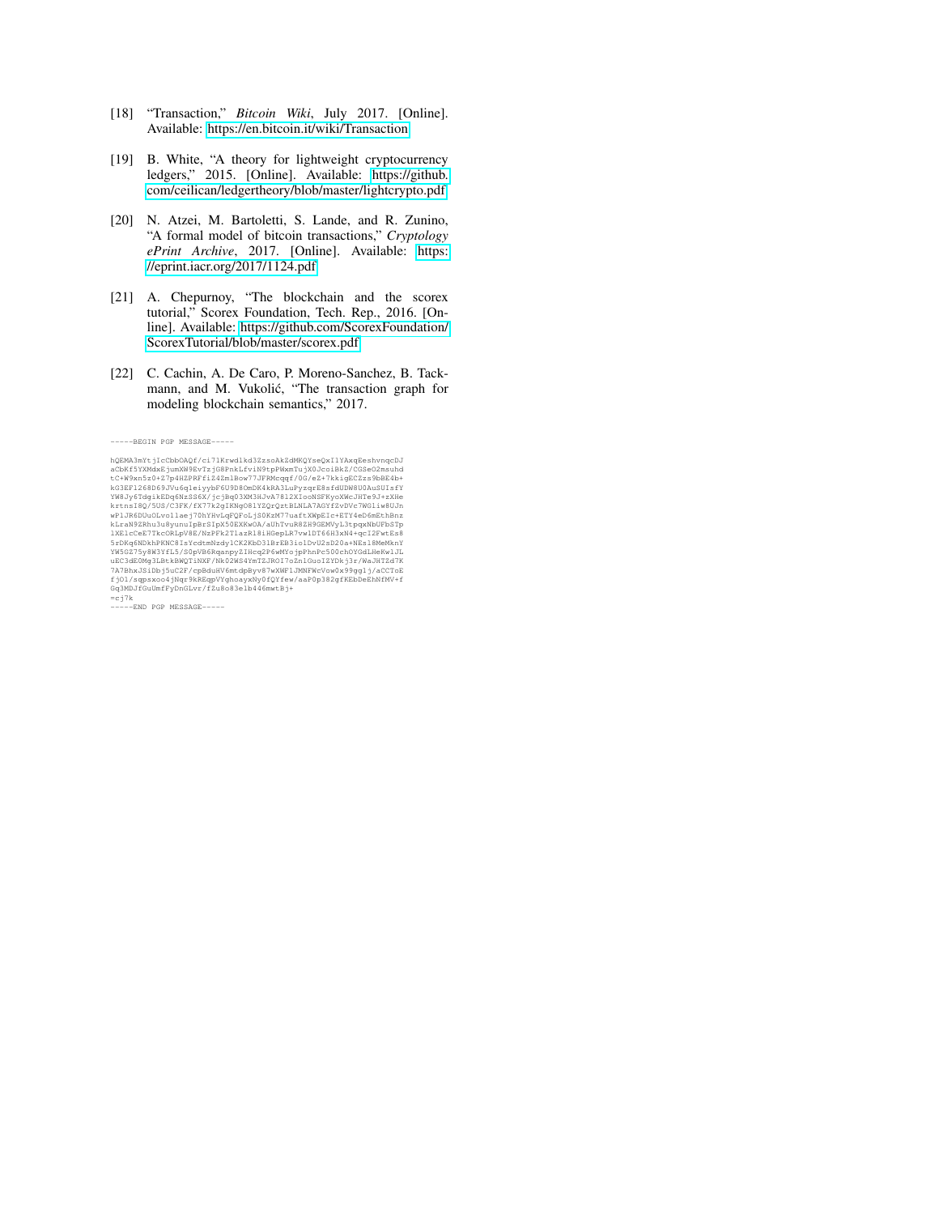[18] "Transaction," *Bitcoin Wiki*, July 2017. [Online]. Available: https://en.bitcoin.it/wiki/Transaction

[19] B. White, "A theory for lightweight cryptocurrency ledgers," 2015. [Online]. Available: https://github.com/ceilican/ledgertheory/blob/master/lightcrypto.pdf

[20] N. Atzei, M. Bartoletti, S. Lande, and R. Zunino, "A formal model of bitcoin transactions," *Cryptology ePrint Archive*, 2017. [Online]. Available: https://eprint.iacr.org/2017/1124.pdf

[21] A. Chepurnoy, "The blockchain and the scorex tutorial," Scorex Foundation, Tech. Rep., 2016. [Online]. Available: https://github.com/ScorexFoundation/ScorexTutorial/blob/master/scorex.pdf

[22] C. Cachin, A. De Caro, P. Moreno-Sanchez, B. Tackmann, and M. Vukolić, "The transaction graph for modeling blockchain semantics," 2017.

```
-----BEGIN PGP MESSAGE-----

hQEMA3mYtjIcCbbOAQf/ci71Krwdlkd3ZzsoAkZdMKQYseQxI1YAxqEeshvnqcDJ
aCbKf5YXMdxEjumXW9EvTzjG8PnkLfviN9tpPWxmTujX0JcoiBkZ/CGSeO2msuhd
tC+W9xn5z0+Z7p4HZPRFfiZ4Zm1Bow77JFRMcqqf/0G/eZ+7kkigECZzs9bBE4b+
kG3EF1268D69JVu6qleiyybF6U9D8OmDK4kRA3LuPyzqrE8sfdUDW8U0AuSUIsfY
YW8Jy6TdgikEDq6NzSS6X/jcjBq03XM3HJvA7812XIooNSFKyoXWcJHTe9J+zXHe
krtnsI8Q/5US/C3PK/fX77k2gIKNgO81YZQrQztBLNLA7AGYfZvDVc7WG1iw8UJn
wP1JR6DUuOLvo11aej70hYHvLqFQFoLjS0KzM77uaftXWpEIc+ETY4eD6mEthBnz
kLraN9ZRhu3u8yunuIpBrSIpX50EXKwOA/aUhTvuR8ZH9GEMVyL3tpqxNbUFbSTp
lXE1cCeE7TkcORLpV8E/NzPFk2T1azR18iHGepLR7vw1DT66H3xN4+qc12FwtEs8
5rDKq6NDkhPKNC8IsYcdtmNzdy1CK2KbD31BrEB3io1DvU2sD20a+NEs18MeMknY
YW5GZ75y8W3YfL5/S0pVB6RqanpyZIHcq2P6wMYojpPhnPc500chOYGdLHeKw1JL
uEC3dE0Mg3LBtkBWQTiNXF/Nk02WS4YmTZJROI7oZn1GuoIZYDkj3r/WaJHTZd7K
7A7BhxJSiDbj5uC2F/cpBduHV6mtdpByv87wXWF1JMNFWcVow0x99gg1j/aCCToE
fjO1/sqpsxoo4jNqr9kREqpVYghoayxNy0fQYfew/aaP0p382gfKEbDeEhNfMV+f
Gq3MDJfGuUmfFyDnGLvr/fZu8o83e1b446mwtBj+
=cj7k
-----END PGP MESSAGE-----
```